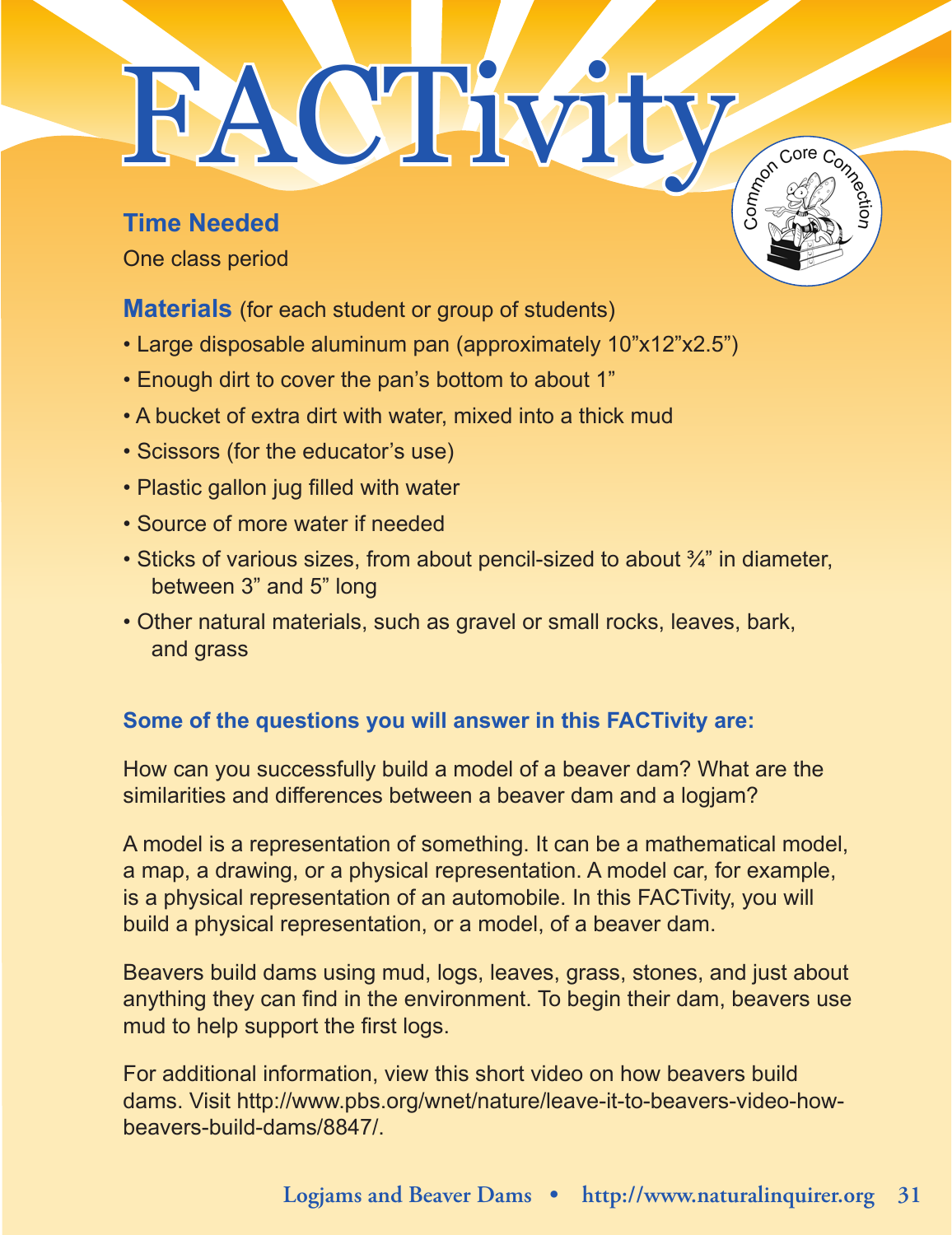# FACTivity

Common Core Connection

## Time Needed

One class period

## Materials (for each student or group of students)

- Large disposable aluminum pan (approximately 10"x12"x2.5")
- Enough dirt to cover the pan's bottom to about 1"
- A bucket of extra dirt with water, mixed into a thick mud
- Scissors (for the educator's use)
- Plastic gallon jug filled with water
- Source of more water if needed
- Sticks of various sizes, from about pencil-sized to about ¾" in diameter, between 3" and 5" long
- Other natural materials, such as gravel or small rocks, leaves, bark, and grass

### Some of the questions you will answer in this FACTivity are:

How can you successfully build a model of a beaver dam? What are the similarities and differences between a beaver dam and a logjam?

A model is a representation of something. It can be a mathematical model, a map, a drawing, or a physical representation. A model car, for example, is a physical representation of an automobile. In this FACTivity, you will build a physical representation, or a model, of a beaver dam.

Beavers build dams using mud, logs, leaves, grass, stones, and just about anything they can find in the environment. To begin their dam, beavers use mud to help support the first logs.

For additional information, view this short video on how beavers build dams. Visit http://www.pbs.org/wnet/nature/leave-it-to-beavers-video-how-beavers-build-dams/8847/.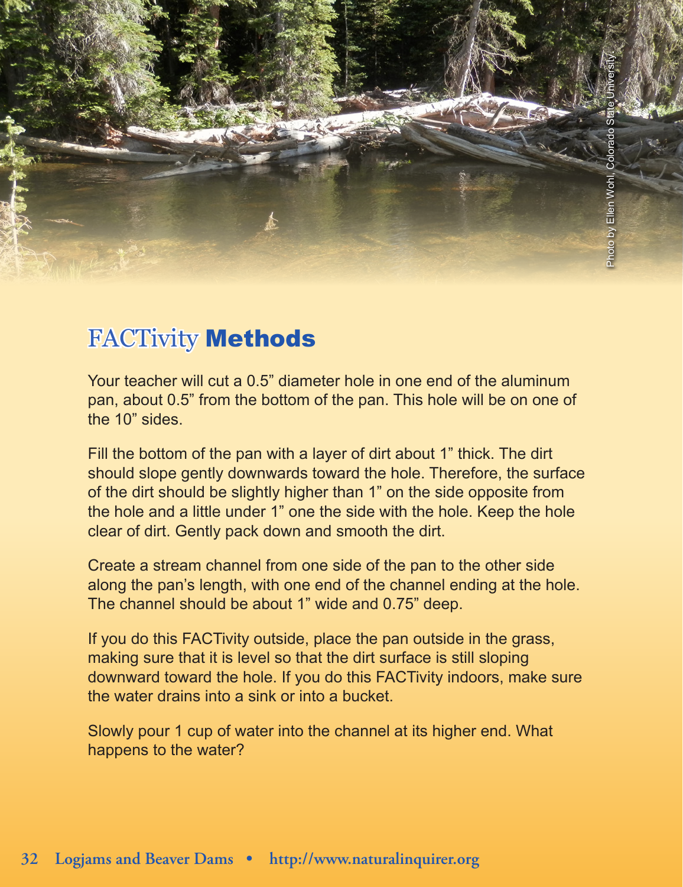Photo by Ellen Wohl, Colorado State University

## FACTivity **Methods**

Your teacher will cut a 0.5” diameter hole in one end of the aluminum pan, about 0.5” from the bottom of the pan. This hole will be on one of the 10” sides.

Fill the bottom of the pan with a layer of dirt about 1” thick. The dirt should slope gently downwards toward the hole. Therefore, the surface of the dirt should be slightly higher than 1” on the side opposite from the hole and a little under 1” one the side with the hole. Keep the hole clear of dirt. Gently pack down and smooth the dirt.

Create a stream channel from one side of the pan to the other side along the pan’s length, with one end of the channel ending at the hole. The channel should be about 1” wide and 0.75” deep.

If you do this FACTivity outside, place the pan outside in the grass, making sure that it is level so that the dirt surface is still sloping downward toward the hole. If you do this FACTivity indoors, make sure the water drains into a sink or into a bucket.

Slowly pour 1 cup of water into the channel at its higher end. What happens to the water?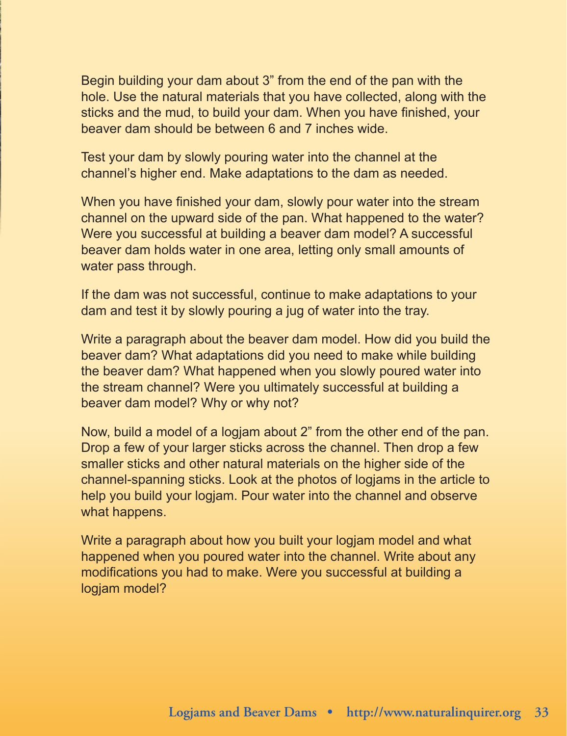Begin building your dam about 3” from the end of the pan with the hole. Use the natural materials that you have collected, along with the sticks and the mud, to build your dam. When you have finished, your beaver dam should be between 6 and 7 inches wide.

Test your dam by slowly pouring water into the channel at the channel’s higher end. Make adaptations to the dam as needed.

When you have finished your dam, slowly pour water into the stream channel on the upward side of the pan. What happened to the water? Were you successful at building a beaver dam model? A successful beaver dam holds water in one area, letting only small amounts of water pass through.

If the dam was not successful, continue to make adaptations to your dam and test it by slowly pouring a jug of water into the tray.

Write a paragraph about the beaver dam model. How did you build the beaver dam? What adaptations did you need to make while building the beaver dam? What happened when you slowly poured water into the stream channel? Were you ultimately successful at building a beaver dam model? Why or why not?

Now, build a model of a logjam about 2” from the other end of the pan. Drop a few of your larger sticks across the channel. Then drop a few smaller sticks and other natural materials on the higher side of the channel-spanning sticks. Look at the photos of logjams in the article to help you build your logjam. Pour water into the channel and observe what happens.

Write a paragraph about how you built your logjam model and what happened when you poured water into the channel. Write about any modifications you had to make. Were you successful at building a logjam model?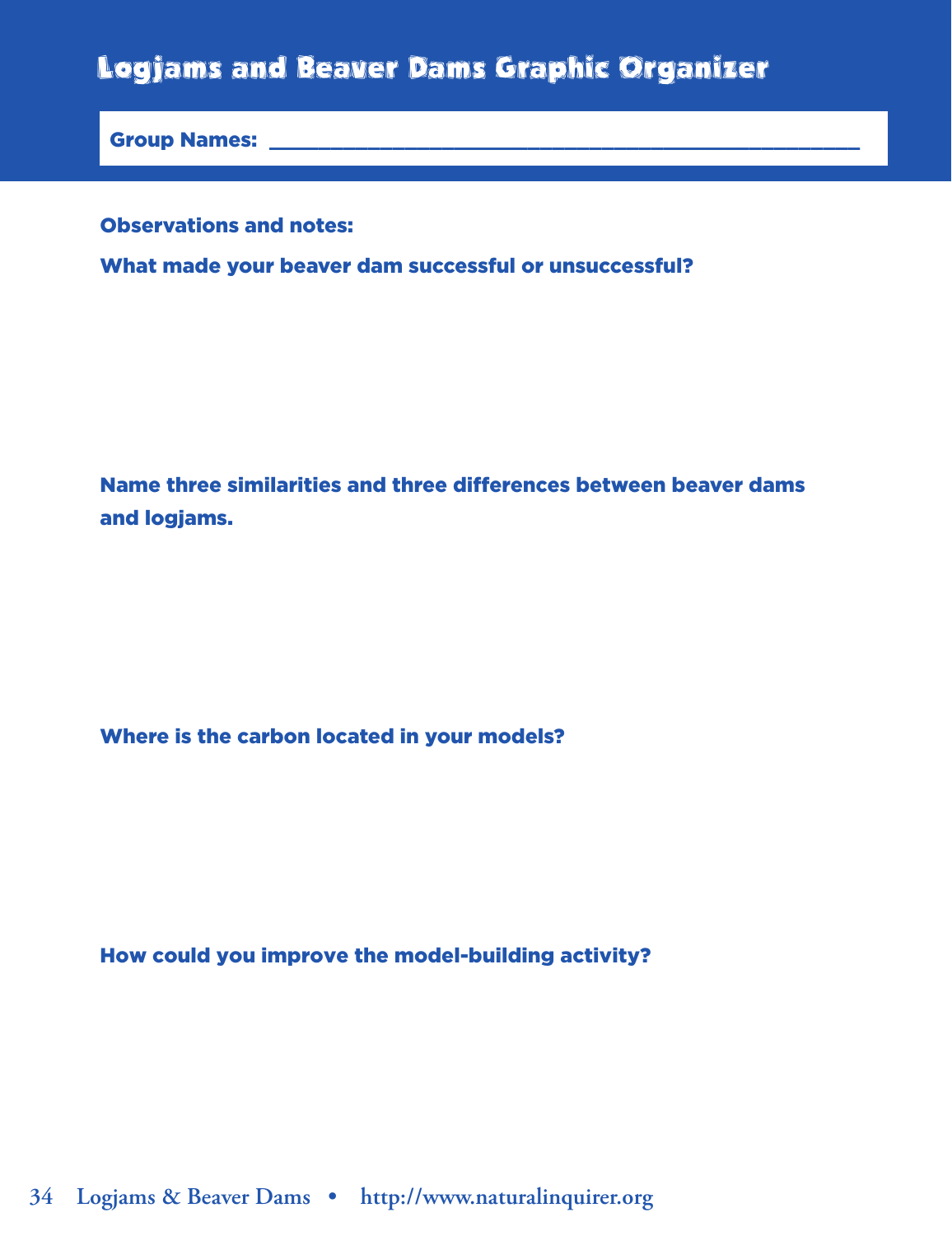# Logjams and Beaver Dams Graphic Organizer

**Group Names:** ____________________________________________

**Observations and notes:**

**What made your beaver dam successful or unsuccessful?**

**Name three similarities and three differences between beaver dams and logjams.**

**Where is the carbon located in your models?**

**How could you improve the model-building activity?**